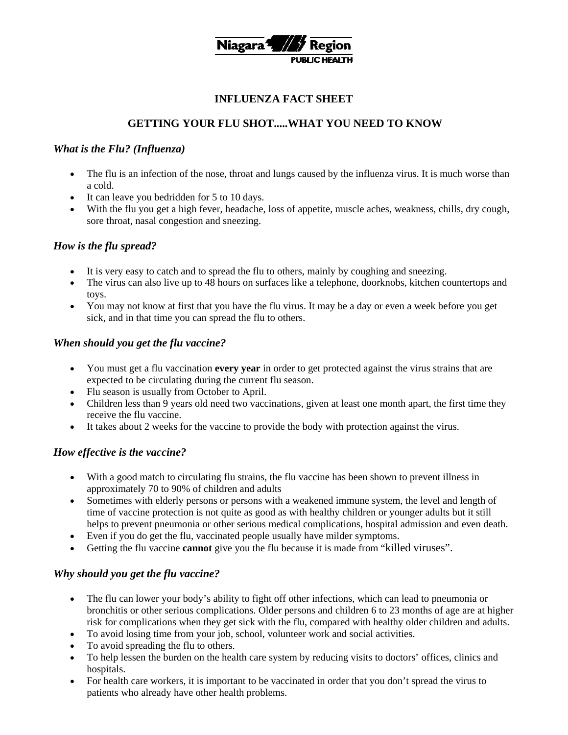Niagara Region
PUBLIC HEALTH

# INFLUENZA FACT SHEET

## GETTING YOUR FLU SHOT.....WHAT YOU NEED TO KNOW

### *What is the Flu? (Influenza)*

- The flu is an infection of the nose, throat and lungs caused by the influenza virus. It is much worse than a cold.
- It can leave you bedridden for 5 to 10 days.
- With the flu you get a high fever, headache, loss of appetite, muscle aches, weakness, chills, dry cough, sore throat, nasal congestion and sneezing.

### *How is the flu spread?*

- It is very easy to catch and to spread the flu to others, mainly by coughing and sneezing.
- The virus can also live up to 48 hours on surfaces like a telephone, doorknobs, kitchen countertops and toys.
- You may not know at first that you have the flu virus. It may be a day or even a week before you get sick, and in that time you can spread the flu to others.

### *When should you get the flu vaccine?*

- You must get a flu vaccination **every year** in order to get protected against the virus strains that are expected to be circulating during the current flu season.
- Flu season is usually from October to April.
- Children less than 9 years old need two vaccinations, given at least one month apart, the first time they receive the flu vaccine.
- It takes about 2 weeks for the vaccine to provide the body with protection against the virus.

### *How effective is the vaccine?*

- With a good match to circulating flu strains, the flu vaccine has been shown to prevent illness in approximately 70 to 90% of children and adults
- Sometimes with elderly persons or persons with a weakened immune system, the level and length of time of vaccine protection is not quite as good as with healthy children or younger adults but it still helps to prevent pneumonia or other serious medical complications, hospital admission and even death.
- Even if you do get the flu, vaccinated people usually have milder symptoms.
- Getting the flu vaccine **cannot** give you the flu because it is made from "killed viruses".

### *Why should you get the flu vaccine?*

- The flu can lower your body's ability to fight off other infections, which can lead to pneumonia or bronchitis or other serious complications. Older persons and children 6 to 23 months of age are at higher risk for complications when they get sick with the flu, compared with healthy older children and adults.
- To avoid losing time from your job, school, volunteer work and social activities.
- To avoid spreading the flu to others.
- To help lessen the burden on the health care system by reducing visits to doctors' offices, clinics and hospitals.
- For health care workers, it is important to be vaccinated in order that you don't spread the virus to patients who already have other health problems.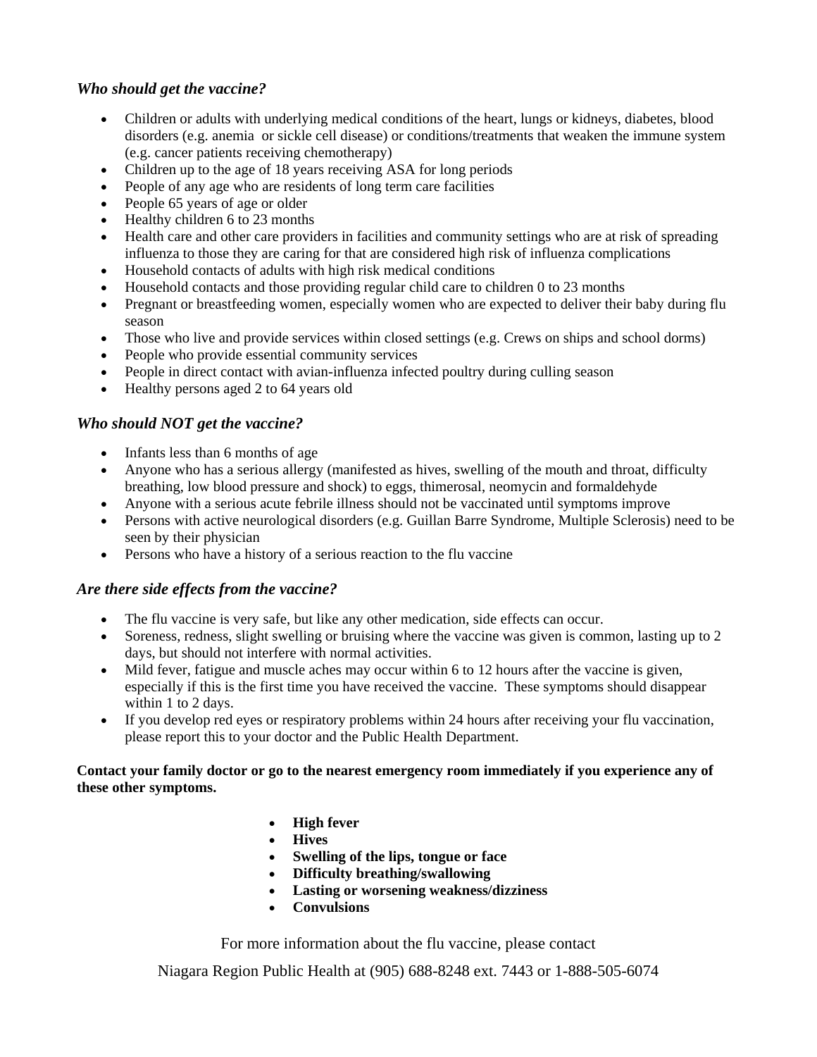### *Who should get the vaccine?*

- Children or adults with underlying medical conditions of the heart, lungs or kidneys, diabetes, blood disorders (e.g. anemia or sickle cell disease) or conditions/treatments that weaken the immune system (e.g. cancer patients receiving chemotherapy)
- Children up to the age of 18 years receiving ASA for long periods
- People of any age who are residents of long term care facilities
- People 65 years of age or older
- Healthy children 6 to 23 months
- Health care and other care providers in facilities and community settings who are at risk of spreading influenza to those they are caring for that are considered high risk of influenza complications
- Household contacts of adults with high risk medical conditions
- Household contacts and those providing regular child care to children 0 to 23 months
- Pregnant or breastfeeding women, especially women who are expected to deliver their baby during flu season
- Those who live and provide services within closed settings (e.g. Crews on ships and school dorms)
- People who provide essential community services
- People in direct contact with avian-influenza infected poultry during culling season
- Healthy persons aged 2 to 64 years old

### *Who should NOT get the vaccine?*

- Infants less than 6 months of age
- Anyone who has a serious allergy (manifested as hives, swelling of the mouth and throat, difficulty breathing, low blood pressure and shock) to eggs, thimerosal, neomycin and formaldehyde
- Anyone with a serious acute febrile illness should not be vaccinated until symptoms improve
- Persons with active neurological disorders (e.g. Guillan Barre Syndrome, Multiple Sclerosis) need to be seen by their physician
- Persons who have a history of a serious reaction to the flu vaccine

### *Are there side effects from the vaccine?*

- The flu vaccine is very safe, but like any other medication, side effects can occur.
- Soreness, redness, slight swelling or bruising where the vaccine was given is common, lasting up to 2 days, but should not interfere with normal activities.
- Mild fever, fatigue and muscle aches may occur within 6 to 12 hours after the vaccine is given, especially if this is the first time you have received the vaccine. These symptoms should disappear within 1 to 2 days.
- If you develop red eyes or respiratory problems within 24 hours after receiving your flu vaccination, please report this to your doctor and the Public Health Department.

**Contact your family doctor or go to the nearest emergency room immediately if you experience any of these other symptoms.**

- **High fever**
- **Hives**
- **Swelling of the lips, tongue or face**
- **Difficulty breathing/swallowing**
- **Lasting or worsening weakness/dizziness**
- **Convulsions**

For more information about the flu vaccine, please contact

Niagara Region Public Health at (905) 688-8248 ext. 7443 or 1-888-505-6074